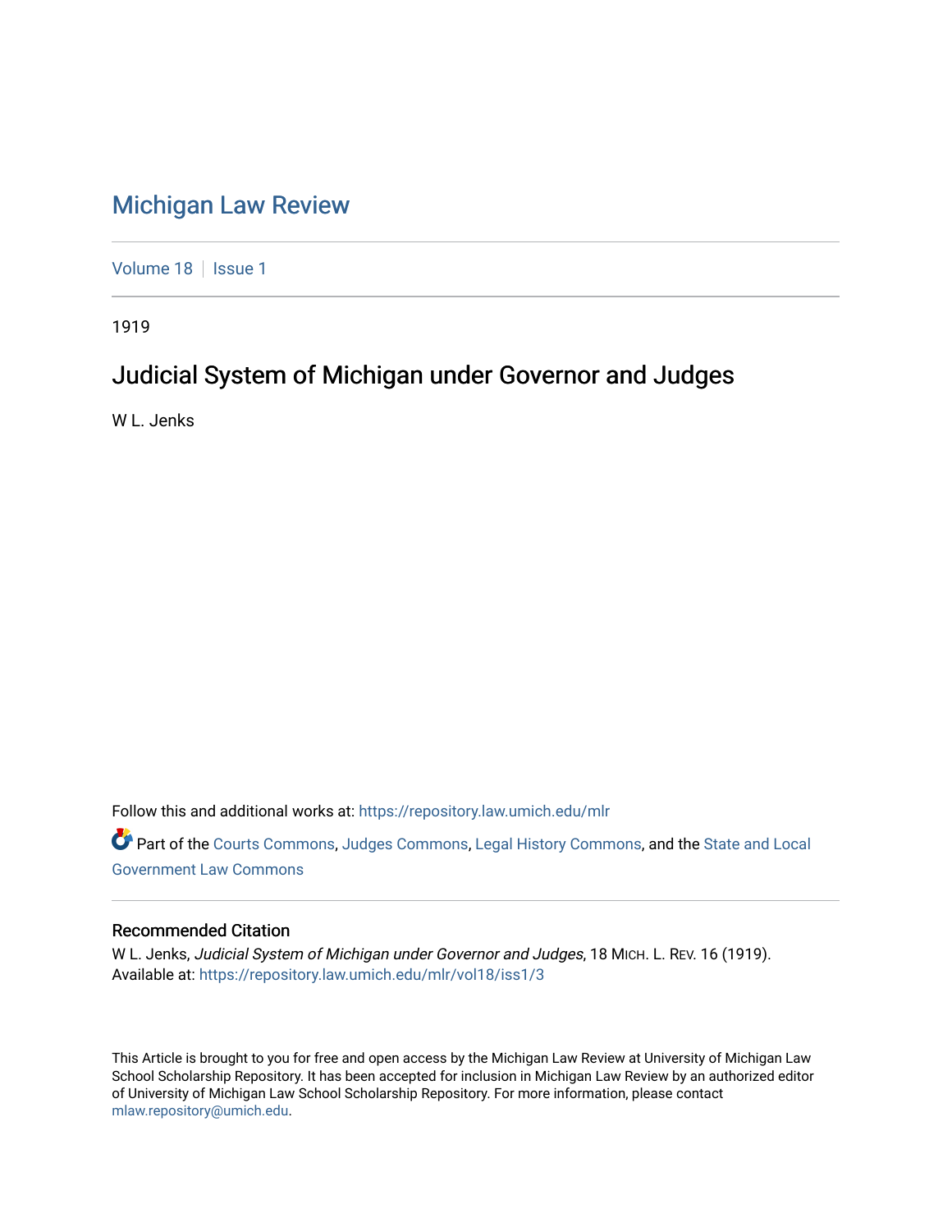# Michigan Law Review

Volume 18 | Issue 1

1919

## Judicial System of Michigan under Governor and Judges

W L. Jenks

Follow this and additional works at: https://repository.law.umich.edu/mlr

Part of the Courts Commons, Judges Commons, Legal History Commons, and the State and Local Government Law Commons

### Recommended Citation

W L. Jenks, *Judicial System of Michigan under Governor and Judges*, 18 MICH. L. REV. 16 (1919).
Available at: https://repository.law.umich.edu/mlr/vol18/iss1/3

This Article is brought to you for free and open access by the Michigan Law Review at University of Michigan Law School Scholarship Repository. It has been accepted for inclusion in Michigan Law Review by an authorized editor of University of Michigan Law School Scholarship Repository. For more information, please contact mlaw.repository@umich.edu.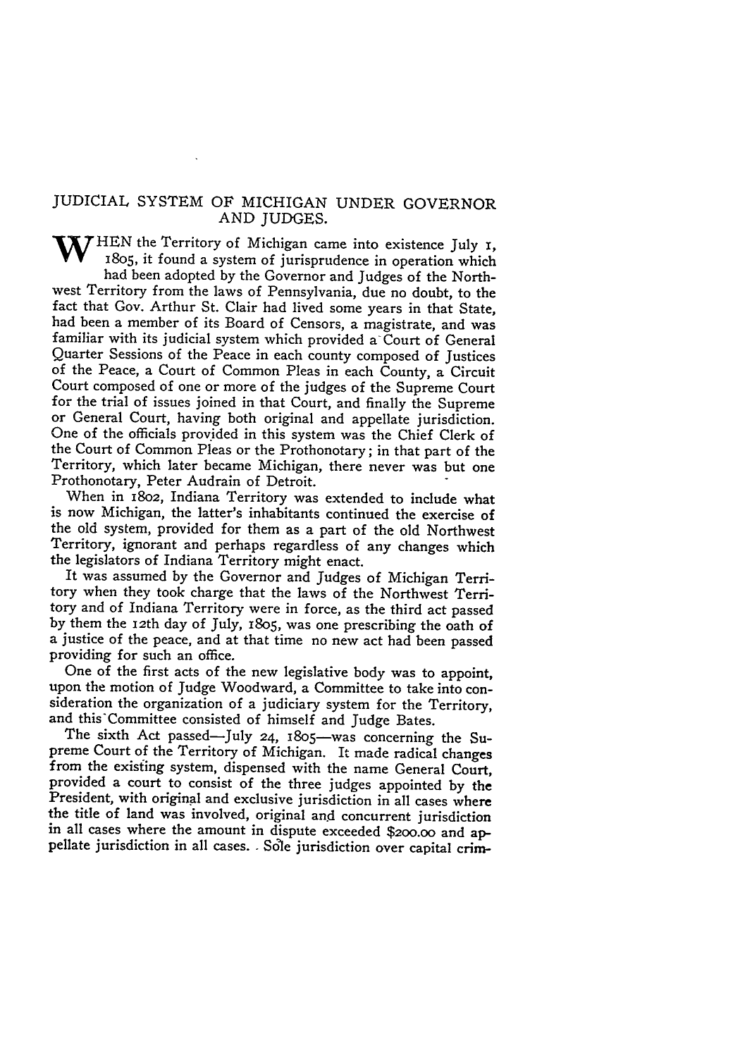# JUDICIAL SYSTEM OF MICHIGAN UNDER GOVERNOR AND JUDGES.

WHEN the Territory of Michigan came into existence July 1, 1805, it found a system of jurisprudence in operation which had been adopted by the Governor and Judges of the Northwest Territory from the laws of Pennsylvania, due no doubt, to the fact that Gov. Arthur St. Clair had lived some years in that State, had been a member of its Board of Censors, a magistrate, and was familiar with its judicial system which provided a Court of General Quarter Sessions of the Peace in each county composed of Justices of the Peace, a Court of Common Pleas in each County, a Circuit Court composed of one or more of the judges of the Supreme Court for the trial of issues joined in that Court, and finally the Supreme or General Court, having both original and appellate jurisdiction. One of the officials provided in this system was the Chief Clerk of the Court of Common Pleas or the Prothonotary; in that part of the Territory, which later became Michigan, there never was but one Prothonotary, Peter Audrain of Detroit.

When in 1802, Indiana Territory was extended to include what is now Michigan, the latter's inhabitants continued the exercise of the old system, provided for them as a part of the old Northwest Territory, ignorant and perhaps regardless of any changes which the legislators of Indiana Territory might enact.

It was assumed by the Governor and Judges of Michigan Territory when they took charge that the laws of the Northwest Territory and of Indiana Territory were in force, as the third act passed by them the 12th day of July, 1805, was one prescribing the oath of a justice of the peace, and at that time no new act had been passed providing for such an office.

One of the first acts of the new legislative body was to appoint, upon the motion of Judge Woodward, a Committee to take into consideration the organization of a judiciary system for the Territory, and this Committee consisted of himself and Judge Bates.

The sixth Act passed—July 24, 1805—was concerning the Supreme Court of the Territory of Michigan. It made radical changes from the existing system, dispensed with the name General Court, provided a court to consist of the three judges appointed by the President, with original and exclusive jurisdiction in all cases where the title of land was involved, original and concurrent jurisdiction in all cases where the amount in dispute exceeded $200.00 and appellate jurisdiction in all cases. Sole jurisdiction over capital crim-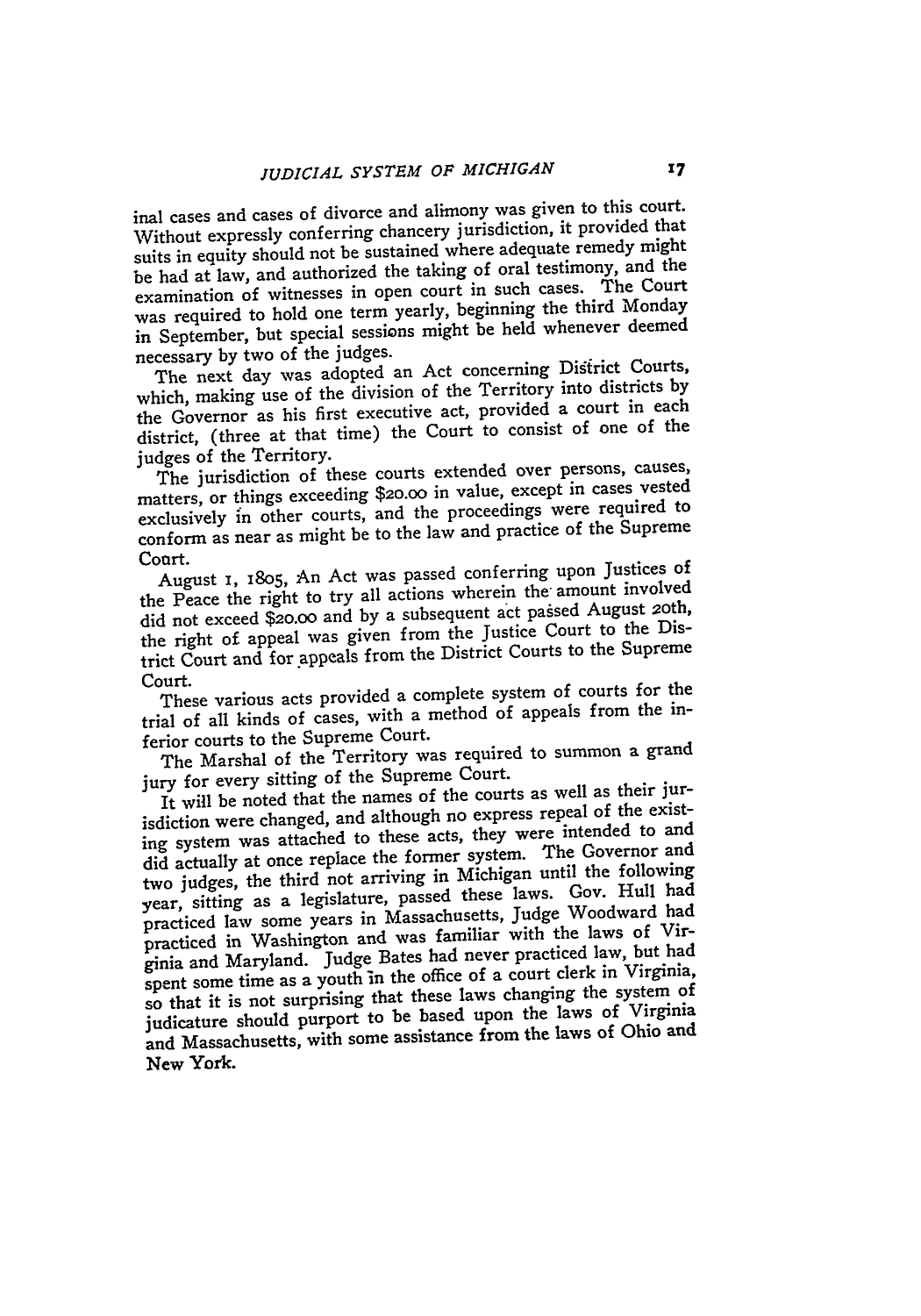inal cases and cases of divorce and alimony was given to this court. Without expressly conferring chancery jurisdiction, it provided that suits in equity should not be sustained where adequate remedy might be had at law, and authorized the taking of oral testimony, and the examination of witnesses in open court in such cases. The Court was required to hold one term yearly, beginning the third Monday in September, but special sessions might be held whenever deemed necessary by two of the judges.

The next day was adopted an Act concerning District Courts, which, making use of the division of the Territory into districts by the Governor as his first executive act, provided a court in each district, (three at that time) the Court to consist of one of the judges of the Territory.

The jurisdiction of these courts extended over persons, causes, matters, or things exceeding $20.00 in value, except in cases vested exclusively in other courts, and the proceedings were required to conform as near as might be to the law and practice of the Supreme Court.

August 1, 1805, An Act was passed conferring upon Justices of the Peace the right to try all actions wherein the amount involved did not exceed $20.00 and by a subsequent act passed August 20th, the right of appeal was given from the Justice Court to the District Court and for appeals from the District Courts to the Supreme Court.

These various acts provided a complete system of courts for the trial of all kinds of cases, with a method of appeals from the inferior courts to the Supreme Court.

The Marshal of the Territory was required to summon a grand jury for every sitting of the Supreme Court.

It will be noted that the names of the courts as well as their jurisdiction were changed, and although no express repeal of the existing system was attached to these acts, they were intended to and did actually at once replace the former system. The Governor and two judges, the third not arriving in Michigan until the following year, sitting as a legislature, passed these laws. Gov. Hull had practiced law some years in Massachusetts, Judge Woodward had practiced in Washington and was familiar with the laws of Virginia and Maryland. Judge Bates had never practiced law, but had spent some time as a youth in the office of a court clerk in Virginia, so that it is not surprising that these laws changing the system of judicature should purport to be based upon the laws of Virginia and Massachusetts, with some assistance from the laws of Ohio and New York.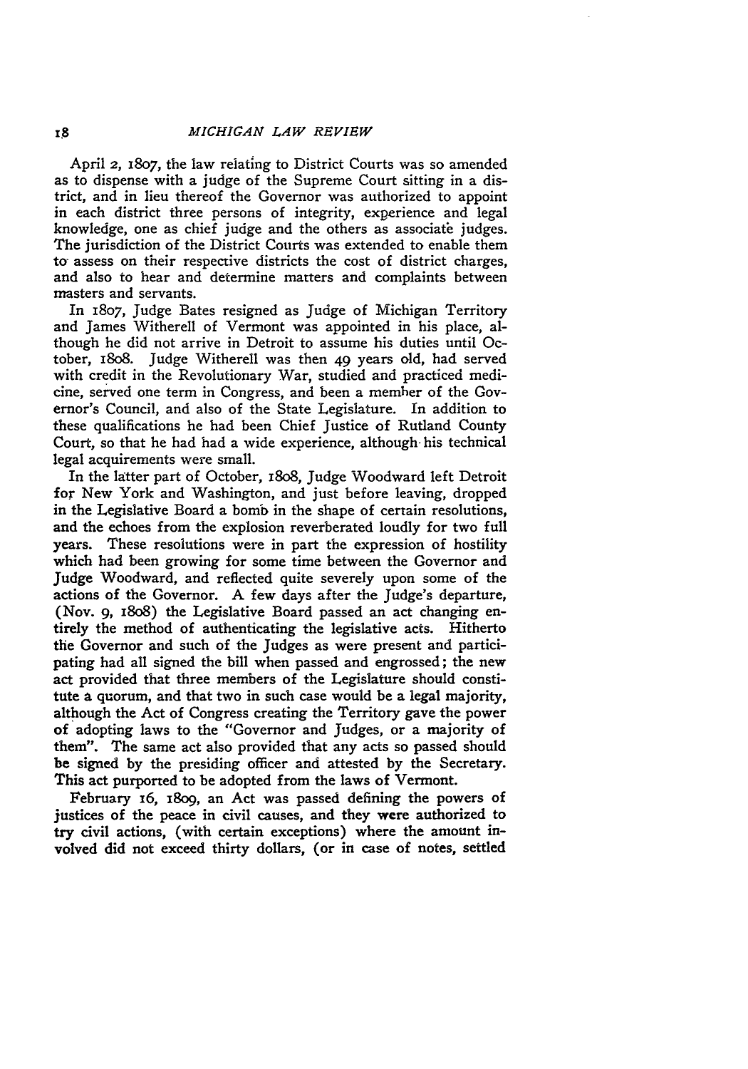April 2, 1807, the law relating to District Courts was so amended as to dispense with a judge of the Supreme Court sitting in a district, and in lieu thereof the Governor was authorized to appoint in each district three persons of integrity, experience and legal knowledge, one as chief judge and the others as associate judges. The jurisdiction of the District Courts was extended to enable them to assess on their respective districts the cost of district charges, and also to hear and determine matters and complaints between masters and servants.

In 1807, Judge Bates resigned as Judge of Michigan Territory and James Witherell of Vermont was appointed in his place, although he did not arrive in Detroit to assume his duties until October, 1808. Judge Witherell was then 49 years old, had served with credit in the Revolutionary War, studied and practiced medicine, served one term in Congress, and been a member of the Governor's Council, and also of the State Legislature. In addition to these qualifications he had been Chief Justice of Rutland County Court, so that he had had a wide experience, although his technical legal acquirements were small.

In the latter part of October, 1808, Judge Woodward left Detroit for New York and Washington, and just before leaving, dropped in the Legislative Board a bomb in the shape of certain resolutions, and the echoes from the explosion reverberated loudly for two full years. These resolutions were in part the expression of hostility which had been growing for some time between the Governor and Judge Woodward, and reflected quite severely upon some of the actions of the Governor. A few days after the Judge's departure, (Nov. 9, 1808) the Legislative Board passed an act changing entirely the method of authenticating the legislative acts. Hitherto the Governor and such of the Judges as were present and participating had all signed the bill when passed and engrossed; the new act provided that three members of the Legislature should constitute a quorum, and that two in such case would be a legal majority, although the Act of Congress creating the Territory gave the power of adopting laws to the "Governor and Judges, or a majority of them". The same act also provided that any acts so passed should be signed by the presiding officer and attested by the Secretary. This act purported to be adopted from the laws of Vermont.

February 16, 1809, an Act was passed defining the powers of justices of the peace in civil causes, and they were authorized to try civil actions, (with certain exceptions) where the amount involved did not exceed thirty dollars, (or in case of notes, settled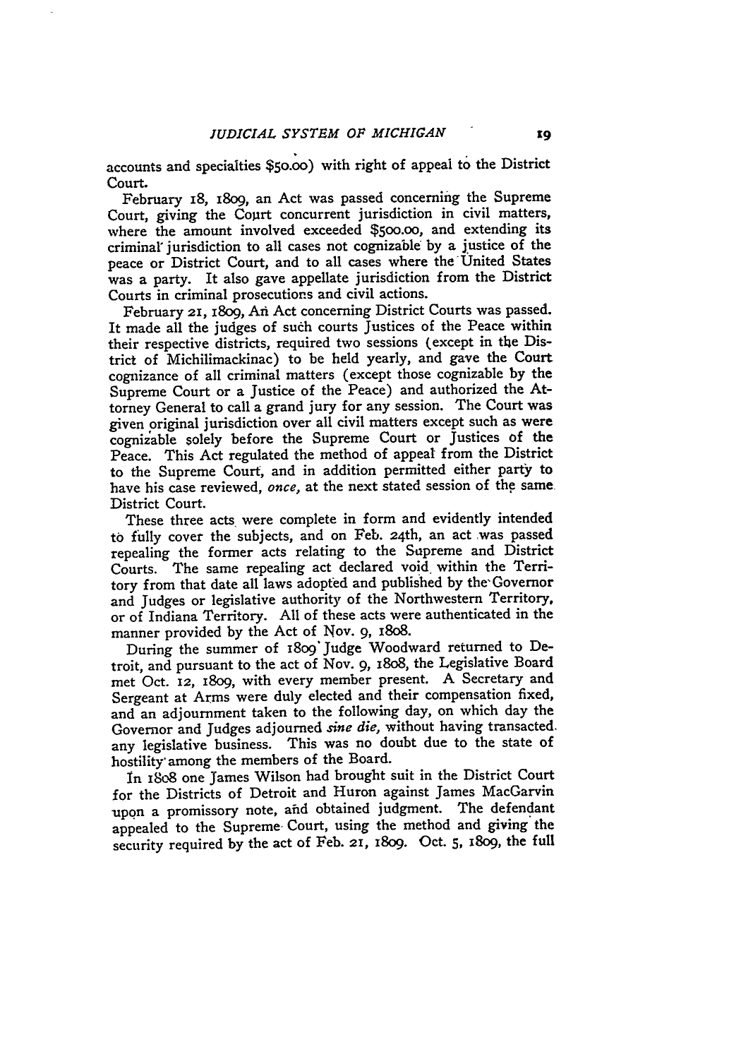accounts and specialties $50.00) with right of appeal to the District Court.

February 18, 1809, an Act was passed concerning the Supreme Court, giving the Court concurrent jurisdiction in civil matters, where the amount involved exceeded $500.00, and extending its criminal jurisdiction to all cases not cognizable by a justice of the peace or District Court, and to all cases where the United States was a party. It also gave appellate jurisdiction from the District Courts in criminal prosecutions and civil actions.

February 21, 1809, An Act concerning District Courts was passed. It made all the judges of such courts Justices of the Peace within their respective districts, required two sessions (except in the District of Michilimackinac) to be held yearly, and gave the Court cognizance of all criminal matters (except those cognizable by the Supreme Court or a Justice of the Peace) and authorized the Attorney General to call a grand jury for any session. The Court was given original jurisdiction over all civil matters except such as were cognizable solely before the Supreme Court or Justices of the Peace. This Act regulated the method of appeal from the District to the Supreme Court, and in addition permitted either party to have his case reviewed, *once*, at the next stated session of the same District Court.

These three acts were complete in form and evidently intended to fully cover the subjects, and on Feb. 24th, an act was passed repealing the former acts relating to the Supreme and District Courts. The same repealing act declared void within the Territory from that date all laws adopted and published by the Governor and Judges or legislative authority of the Northwestern Territory, or of Indiana Territory. All of these acts were authenticated in the manner provided by the Act of Nov. 9, 1808.

During the summer of 1809 Judge Woodward returned to Detroit, and pursuant to the act of Nov. 9, 1808, the Legislative Board met Oct. 12, 1809, with every member present. A Secretary and Sergeant at Arms were duly elected and their compensation fixed, and an adjournment taken to the following day, on which day the Governor and Judges adjourned *sine die*, without having transacted any legislative business. This was no doubt due to the state of hostility among the members of the Board.

In 1808 one James Wilson had brought suit in the District Court for the Districts of Detroit and Huron against James MacGarvin upon a promissory note, and obtained judgment. The defendant appealed to the Supreme Court, using the method and giving the security required by the act of Feb. 21, 1809. Oct. 5, 1809, the full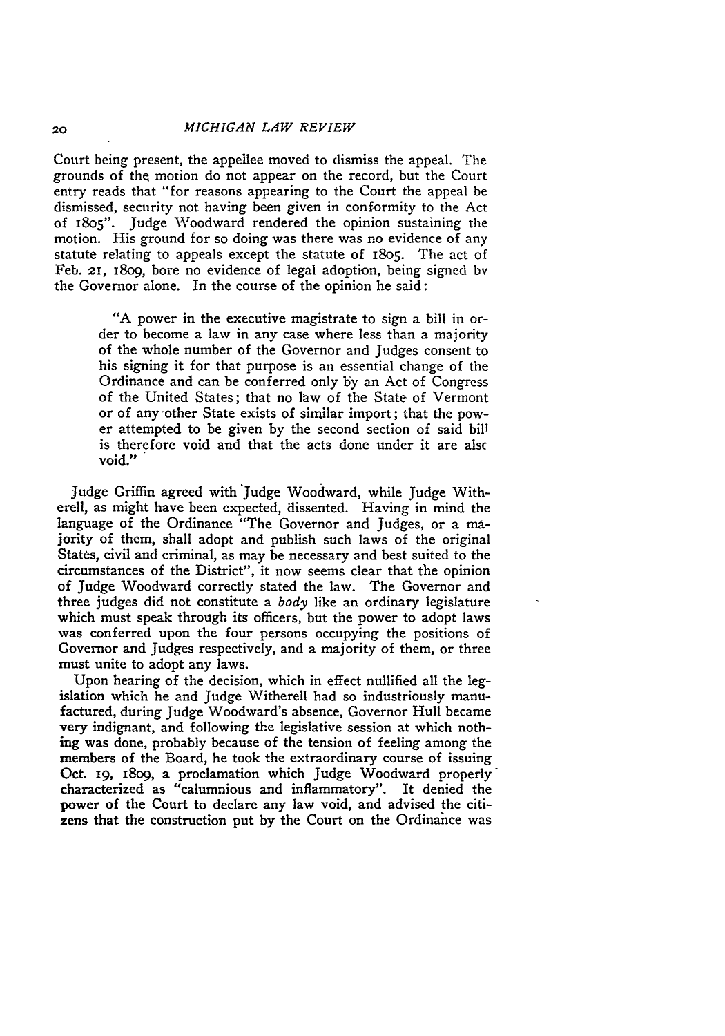Court being present, the appellee moved to dismiss the appeal. The grounds of the motion do not appear on the record, but the Court entry reads that "for reasons appearing to the Court the appeal be dismissed, security not having been given in conformity to the Act of 1805". Judge Woodward rendered the opinion sustaining the motion. His ground for so doing was there was no evidence of any statute relating to appeals except the statute of 1805. The act of Feb. 21, 1809, bore no evidence of legal adoption, being signed by the Governor alone. In the course of the opinion he said:

> "A power in the executive magistrate to sign a bill in order to become a law in any case where less than a majority of the whole number of the Governor and Judges consent to his signing it for that purpose is an essential change of the Ordinance and can be conferred only by an Act of Congress of the United States; that no law of the State of Vermont or of any other State exists of similar import; that the power attempted to be given by the second section of said bill is therefore void and that the acts done under it are also void."

Judge Griffin agreed with Judge Woodward, while Judge Witherell, as might have been expected, dissented. Having in mind the language of the Ordinance "The Governor and Judges, or a majority of them, shall adopt and publish such laws of the original States, civil and criminal, as may be necessary and best suited to the circumstances of the District", it now seems clear that the opinion of Judge Woodward correctly stated the law. The Governor and three judges did not constitute a *body* like an ordinary legislature which must speak through its officers, but the power to adopt laws was conferred upon the four persons occupying the positions of Governor and Judges respectively, and a majority of them, or three must unite to adopt any laws.

Upon hearing of the decision, which in effect nullified all the legislation which he and Judge Witherell had so industriously manufactured, during Judge Woodward's absence, Governor Hull became very indignant, and following the legislative session at which nothing was done, probably because of the tension of feeling among the members of the Board, he took the extraordinary course of issuing Oct. 19, 1809, a proclamation which Judge Woodward properly characterized as "calumnious and inflammatory". It denied the power of the Court to declare any law void, and advised the citizens that the construction put by the Court on the Ordinance was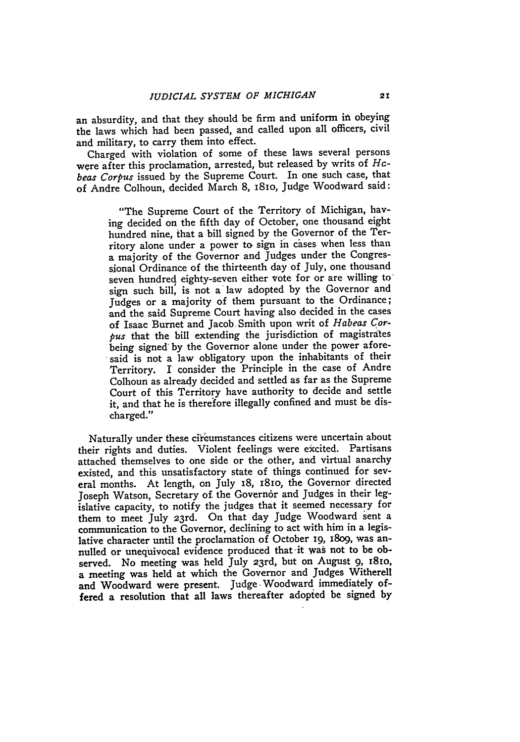an absurdity, and that they should be firm and uniform in obeying the laws which had been passed, and called upon all officers, civil and military, to carry them into effect.

Charged with violation of some of these laws several persons were after this proclamation, arrested, but released by writs of *Hebeas Corpus* issued by the Supreme Court. In one such case, that of Andre Colhoun, decided March 8, 1810, Judge Woodward said:

> "The Supreme Court of the Territory of Michigan, having decided on the fifth day of October, one thousand eight hundred nine, that a bill signed by the Governor of the Territory alone under a power to sign in cases when less than a majority of the Governor and Judges under the Congressional Ordinance of the thirteenth day of July, one thousand seven hundred eighty-seven either vote for or are willing to sign such bill, is not a law adopted by the Governor and Judges or a majority of them pursuant to the Ordinance; and the said Supreme Court having also decided in the cases of Isaac Burnet and Jacob Smith upon writ of *Habeas Corpus* that the bill extending the jurisdiction of magistrates being signed by the Governor alone under the power aforesaid is not a law obligatory upon the inhabitants of their Territory. I consider the Principle in the case of Andre Colhoun as already decided and settled as far as the Supreme Court of this Territory have authority to decide and settle it, and that he is therefore illegally confined and must be discharged."

Naturally under these circumstances citizens were uncertain about their rights and duties. Violent feelings were excited. Partisans attached themselves to one side or the other, and virtual anarchy existed, and this unsatisfactory state of things continued for several months. At length, on July 18, 1810, the Governor directed Joseph Watson, Secretary of the Governor and Judges in their legislative capacity, to notify the judges that it seemed necessary for them to meet July 23rd. On that day Judge Woodward sent a communication to the Governor, declining to act with him in a legislative character until the proclamation of October 19, 1809, was annulled or unequivocal evidence produced that it was not to be observed. No meeting was held July 23rd, but on August 9, 1810, a meeting was held at which the Governor and Judges Witherell and Woodward were present. Judge Woodward immediately offered a resolution that all laws thereafter adopted be signed by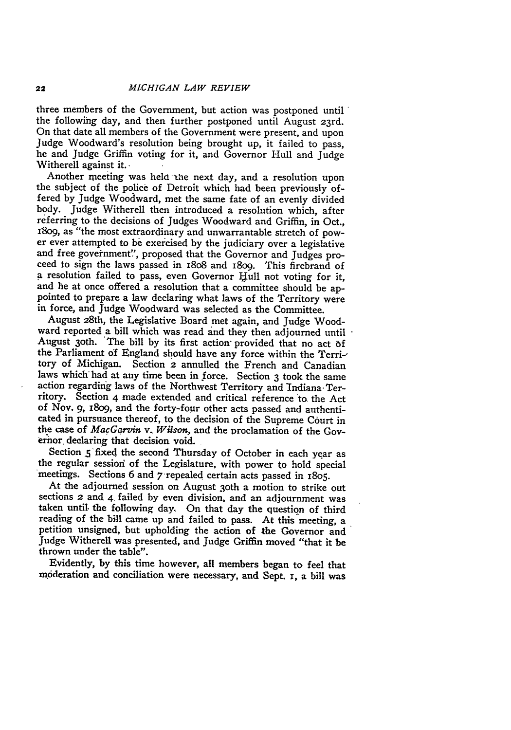three members of the Government, but action was postponed until the following day, and then further postponed until August 23rd. On that date all members of the Government were present, and upon Judge Woodward's resolution being brought up, it failed to pass, he and Judge Griffin voting for it, and Governor Hull and Judge Witherell against it.

Another meeting was held the next day, and a resolution upon the subject of the police of Detroit which had been previously offered by Judge Woodward, met the same fate of an evenly divided body. Judge Witherell then introduced a resolution which, after referring to the decisions of Judges Woodward and Griffin, in Oct., 1809, as "the most extraordinary and unwarrantable stretch of power ever attempted to be exercised by the judiciary over a legislative and free government", proposed that the Governor and Judges proceed to sign the laws passed in 1808 and 1809. This firebrand of a resolution failed to pass, even Governor Hull not voting for it, and he at once offered a resolution that a committee should be appointed to prepare a law declaring what laws of the Territory were in force, and Judge Woodward was selected as the Committee.

August 28th, the Legislative Board met again, and Judge Woodward reported a bill which was read and they then adjourned until August 30th. The bill by its first action provided that no act of the Parliament of England should have any force within the Territory of Michigan. Section 2 annulled the French and Canadian laws which had at any time been in force. Section 3 took the same action regarding laws of the Northwest Territory and Indiana Territory. Section 4 made extended and critical reference to the Act of Nov. 9, 1809, and the forty-four other acts passed and authenticated in pursuance thereof, to the decision of the Supreme Court in the case of *MacGarvin* v. *Wilson*, and the proclamation of the Governor declaring that decision void.

Section 5 fixed the second Thursday of October in each year as the regular session of the Legislature, with power to hold special meetings. Sections 6 and 7 repealed certain acts passed in 1805.

At the adjourned session on August 30th a motion to strike out sections 2 and 4 failed by even division, and an adjournment was taken until the following day. On that day the question of third reading of the bill came up and failed to pass. At this meeting, a petition unsigned, but upholding the action of the Governor and Judge Witherell was presented, and Judge Griffin moved "that it be thrown under the table".

Evidently, by this time however, all members began to feel that moderation and conciliation were necessary, and Sept. 1, a bill was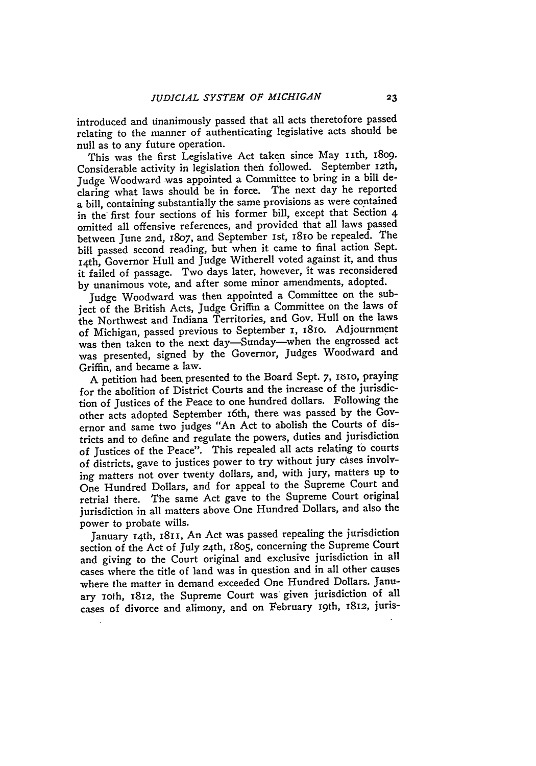introduced and unanimously passed that all acts theretofore passed relating to the manner of authenticating legislative acts should be null as to any future operation.

This was the first Legislative Act taken since May 11th, 1809. Considerable activity in legislation then followed. September 12th, Judge Woodward was appointed a Committee to bring in a bill declaring what laws should be in force. The next day he reported a bill, containing substantially the same provisions as were contained in the first four sections of his former bill, except that Section 4 omitted all offensive references, and provided that all laws passed between June 2nd, 1807, and September 1st, 1810 be repealed. The bill passed second reading, but when it came to final action Sept. 14th, Governor Hull and Judge Witherell voted against it, and thus it failed of passage. Two days later, however, it was reconsidered by unanimous vote, and after some minor amendments, adopted.

Judge Woodward was then appointed a Committee on the subject of the British Acts, Judge Griffin a Committee on the laws of the Northwest and Indiana Territories, and Gov. Hull on the laws of Michigan, passed previous to September 1, 1810. Adjournment was then taken to the next day—Sunday—when the engrossed act was presented, signed by the Governor, Judges Woodward and Griffin, and became a law.

A petition had been presented to the Board Sept. 7, 1810, praying for the abolition of District Courts and the increase of the jurisdiction of Justices of the Peace to one hundred dollars. Following the other acts adopted September 16th, there was passed by the Governor and same two judges "An Act to abolish the Courts of districts and to define and regulate the powers, duties and jurisdiction of Justices of the Peace". This repealed all acts relating to courts of districts, gave to justices power to try without jury cases involving matters not over twenty dollars, and, with jury, matters up to One Hundred Dollars, and for appeal to the Supreme Court and retrial there. The same Act gave to the Supreme Court original jurisdiction in all matters above One Hundred Dollars, and also the power to probate wills.

January 14th, 1811, An Act was passed repealing the jurisdiction section of the Act of July 24th, 1805, concerning the Supreme Court and giving to the Court original and exclusive jurisdiction in all cases where the title of land was in question and in all other causes where the matter in demand exceeded One Hundred Dollars. January 10th, 1812, the Supreme Court was given jurisdiction of all cases of divorce and alimony, and on February 19th, 1812, juris-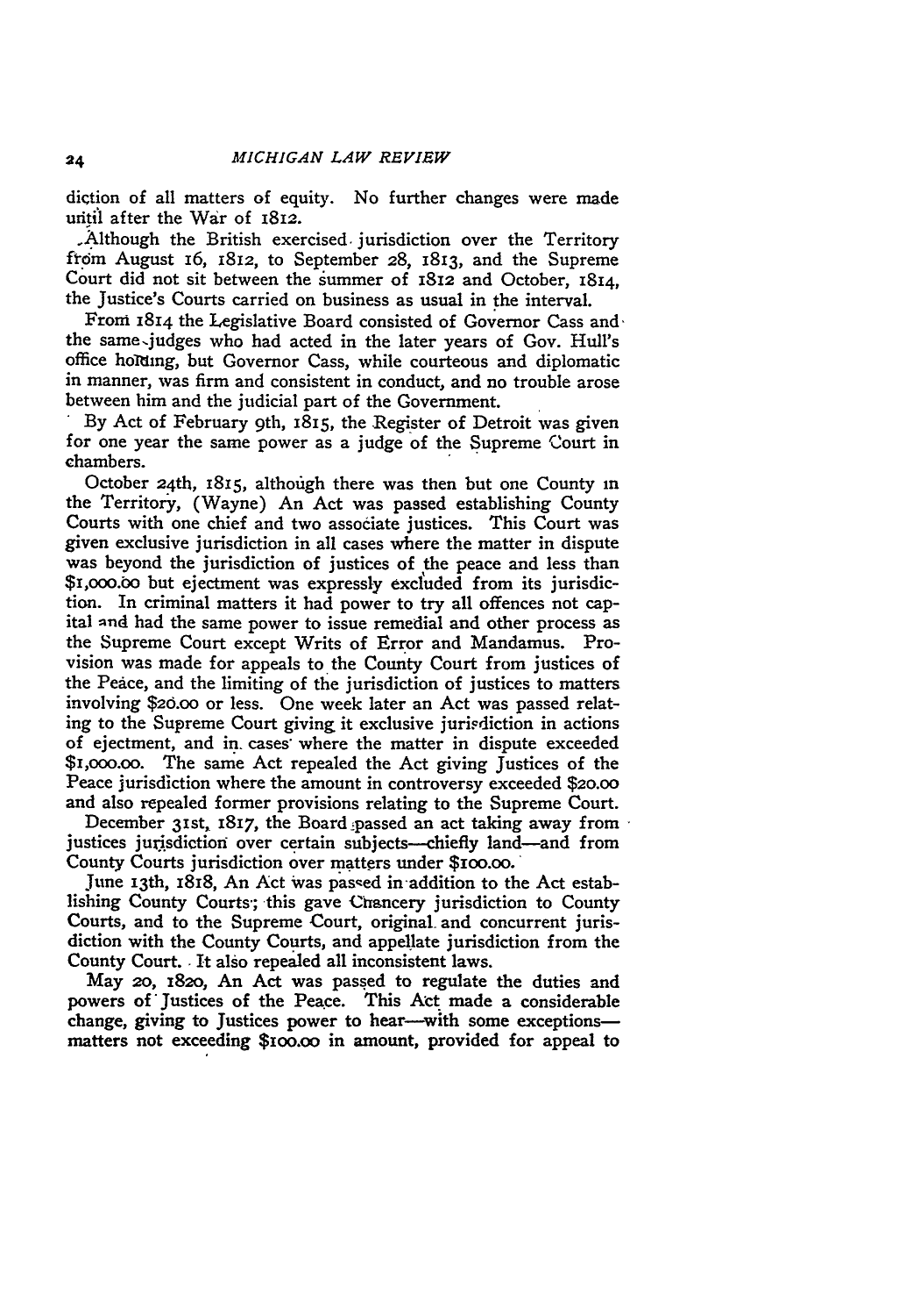diction of all matters of equity. No further changes were made until after the War of 1812.

Although the British exercised jurisdiction over the Territory from August 16, 1812, to September 28, 1813, and the Supreme Court did not sit between the summer of 1812 and October, 1814, the Justice's Courts carried on business as usual in the interval.

From 1814 the Legislative Board consisted of Governor Cass and the same judges who had acted in the later years of Gov. Hull's office holding, but Governor Cass, while courteous and diplomatic in manner, was firm and consistent in conduct, and no trouble arose between him and the judicial part of the Government.

By Act of February 9th, 1815, the Register of Detroit was given for one year the same power as a judge of the Supreme Court in chambers.

October 24th, 1815, although there was then but one County in the Territory, (Wayne) An Act was passed establishing County Courts with one chief and two associate justices. This Court was given exclusive jurisdiction in all cases where the matter in dispute was beyond the jurisdiction of justices of the peace and less than $1,000.00 but ejectment was expressly excluded from its jurisdiction. In criminal matters it had power to try all offences not capital and had the same power to issue remedial and other process as the Supreme Court except Writs of Error and Mandamus. Provision was made for appeals to the County Court from justices of the Peace, and the limiting of the jurisdiction of justices to matters involving $20.00 or less. One week later an Act was passed relating to the Supreme Court giving it exclusive jurisdiction in actions of ejectment, and in cases where the matter in dispute exceeded $1,000.00. The same Act repealed the Act giving Justices of the Peace jurisdiction where the amount in controversy exceeded $20.00 and also repealed former provisions relating to the Supreme Court.

December 31st, 1817, the Board passed an act taking away from justices jurisdiction over certain subjects—chiefly land—and from County Courts jurisdiction over matters under $100.00.

June 13th, 1818, An Act was passed in addition to the Act establishing County Courts; this gave Chancery jurisdiction to County Courts, and to the Supreme Court, original and concurrent jurisdiction with the County Courts, and appellate jurisdiction from the County Court. It also repealed all inconsistent laws.

May 20, 1820, An Act was passed to regulate the duties and powers of Justices of the Peace. This Act made a considerable change, giving to Justices power to hear—with some exceptions—matters not exceeding $100.00 in amount, provided for appeal to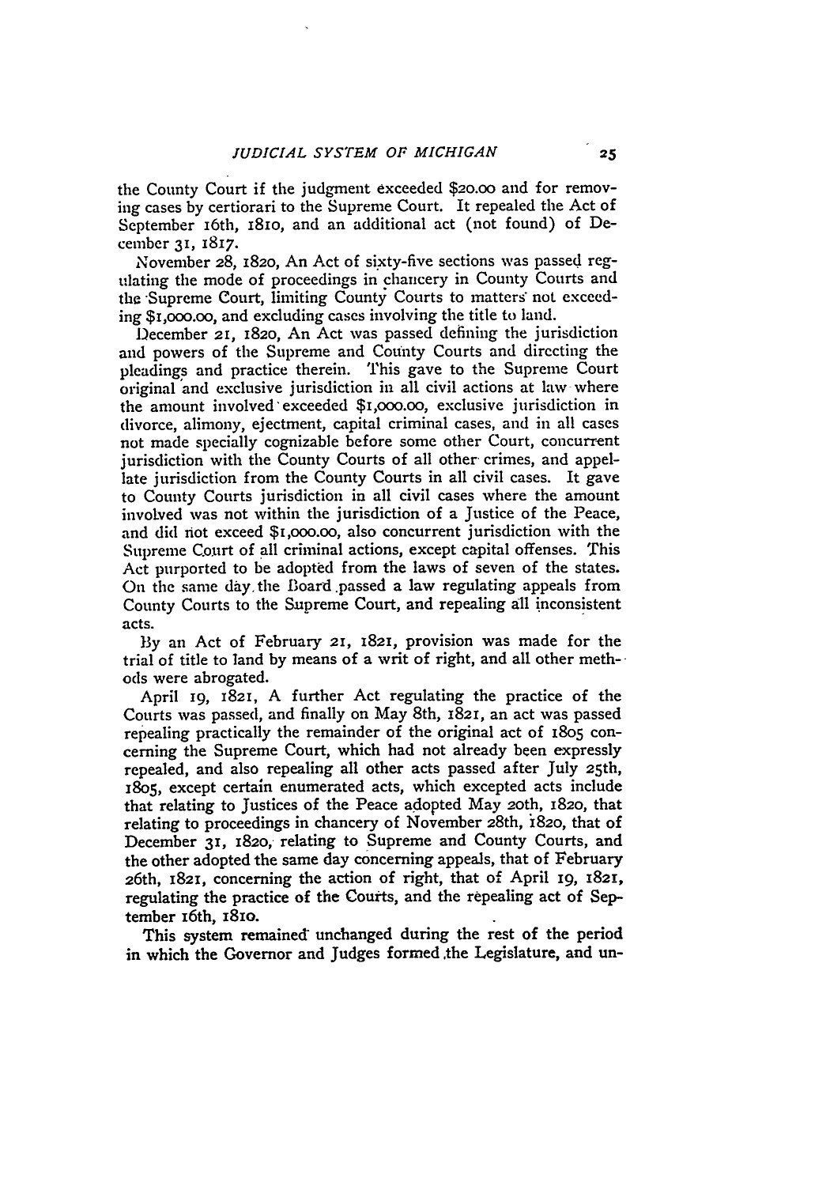the County Court if the judgment exceeded $20.00 and for removing cases by certiorari to the Supreme Court. It repealed the Act of September 16th, 1810, and an additional act (not found) of December 31, 1817.

November 28, 1820, An Act of sixty-five sections was passed regulating the mode of proceedings in chancery in County Courts and the Supreme Court, limiting County Courts to matters not exceeding $1,000.00, and excluding cases involving the title to land.

December 21, 1820, An Act was passed defining the jurisdiction and powers of the Supreme and County Courts and directing the pleadings and practice therein. This gave to the Supreme Court original and exclusive jurisdiction in all civil actions at law where the amount involved exceeded $1,000.00, exclusive jurisdiction in divorce, alimony, ejectment, capital criminal cases, and in all cases not made specially cognizable before some other Court, concurrent jurisdiction with the County Courts of all other crimes, and appellate jurisdiction from the County Courts in all civil cases. It gave to County Courts jurisdiction in all civil cases where the amount involved was not within the jurisdiction of a Justice of the Peace, and did not exceed $1,000.00, also concurrent jurisdiction with the Supreme Court of all criminal actions, except capital offenses. This Act purported to be adopted from the laws of seven of the states. On the same day the Board passed a law regulating appeals from County Courts to the Supreme Court, and repealing all inconsistent acts.

By an Act of February 21, 1821, provision was made for the trial of title to land by means of a writ of right, and all other methods were abrogated.

April 19, 1821, A further Act regulating the practice of the Courts was passed, and finally on May 8th, 1821, an act was passed repealing practically the remainder of the original act of 1805 concerning the Supreme Court, which had not already been expressly repealed, and also repealing all other acts passed after July 25th, 1805, except certain enumerated acts, which excepted acts include that relating to Justices of the Peace adopted May 20th, 1820, that relating to proceedings in chancery of November 28th, 1820, that of December 31, 1820, relating to Supreme and County Courts, and the other adopted the same day concerning appeals, that of February 26th, 1821, concerning the action of right, that of April 19, 1821, regulating the practice of the Courts, and the repealing act of September 16th, 1810.

This system remained unchanged during the rest of the period in which the Governor and Judges formed the Legislature, and un-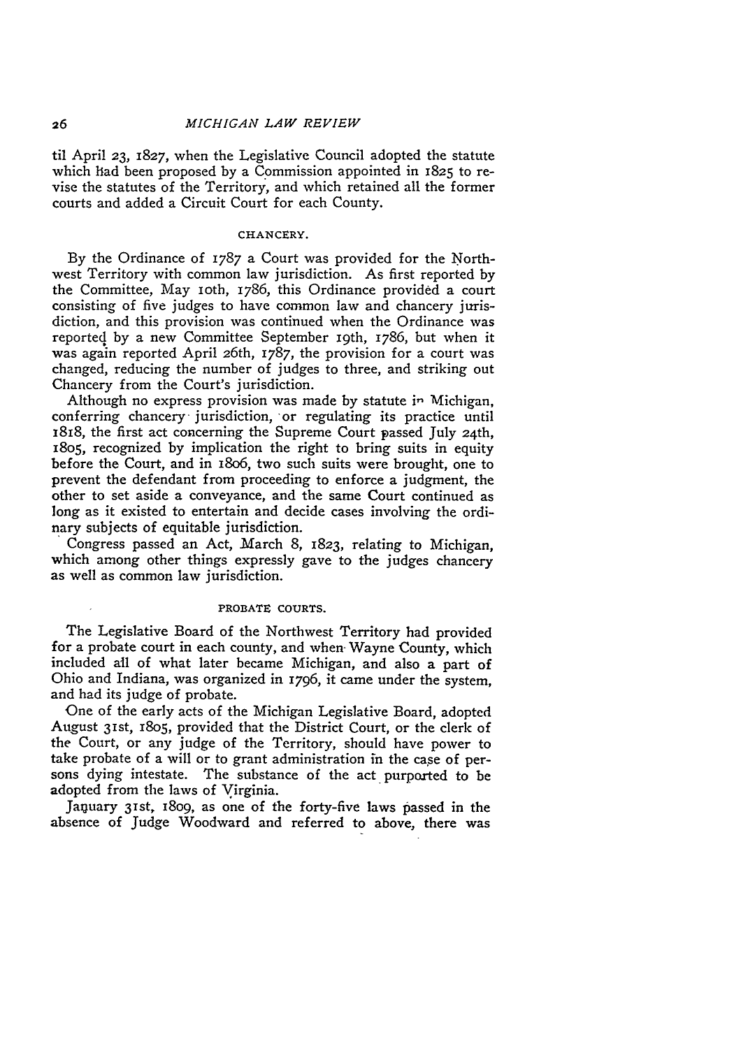til April 23, 1827, when the Legislative Council adopted the statute which had been proposed by a Commission appointed in 1825 to revise the statutes of the Territory, and which retained all the former courts and added a Circuit Court for each County.

### CHANCERY.

By the Ordinance of 1787 a Court was provided for the Northwest Territory with common law jurisdiction. As first reported by the Committee, May 10th, 1786, this Ordinance provided a court consisting of five judges to have common law and chancery jurisdiction, and this provision was continued when the Ordinance was reported by a new Committee September 19th, 1786, but when it was again reported April 26th, 1787, the provision for a court was changed, reducing the number of judges to three, and striking out Chancery from the Court's jurisdiction.

Although no express provision was made by statute in Michigan, conferring chancery jurisdiction, or regulating its practice until 1818, the first act concerning the Supreme Court passed July 24th, 1805, recognized by implication the right to bring suits in equity before the Court, and in 1806, two such suits were brought, one to prevent the defendant from proceeding to enforce a judgment, the other to set aside a conveyance, and the same Court continued as long as it existed to entertain and decide cases involving the ordinary subjects of equitable jurisdiction.

Congress passed an Act, March 8, 1823, relating to Michigan, which among other things expressly gave to the judges chancery as well as common law jurisdiction.

### PROBATE COURTS.

The Legislative Board of the Northwest Territory had provided for a probate court in each county, and when Wayne County, which included all of what later became Michigan, and also a part of Ohio and Indiana, was organized in 1796, it came under the system, and had its judge of probate.

One of the early acts of the Michigan Legislative Board, adopted August 31st, 1805, provided that the District Court, or the clerk of the Court, or any judge of the Territory, should have power to take probate of a will or to grant administration in the case of persons dying intestate. The substance of the act purported to be adopted from the laws of Virginia.

January 31st, 1809, as one of the forty-five laws passed in the absence of Judge Woodward and referred to above, there was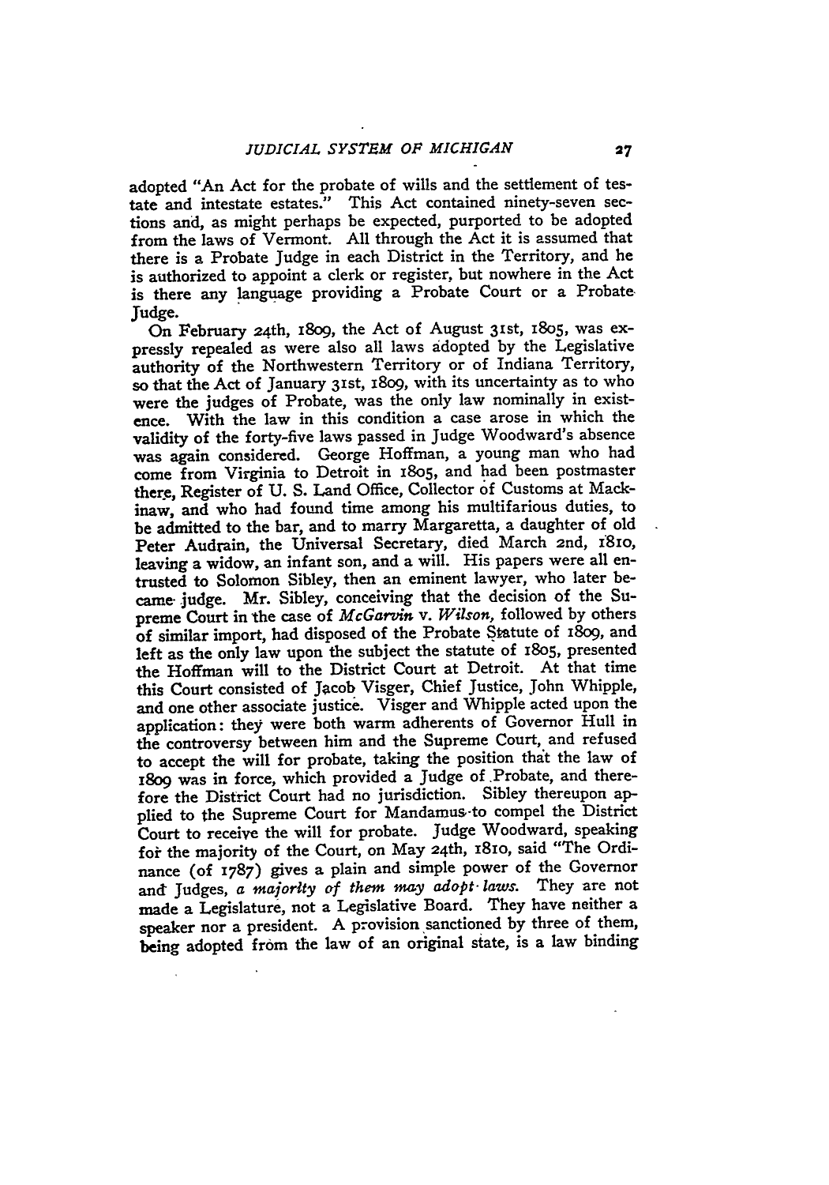adopted "An Act for the probate of wills and the settlement of testate and intestate estates." This Act contained ninety-seven sections and, as might perhaps be expected, purported to be adopted from the laws of Vermont. All through the Act it is assumed that there is a Probate Judge in each District in the Territory, and he is authorized to appoint a clerk or register, but nowhere in the Act is there any language providing a Probate Court or a Probate Judge.

On February 24th, 1809, the Act of August 31st, 1805, was expressly repealed as were also all laws adopted by the Legislative authority of the Northwestern Territory or of Indiana Territory, so that the Act of January 31st, 1809, with its uncertainty as to who were the judges of Probate, was the only law nominally in existence. With the law in this condition a case arose in which the validity of the forty-five laws passed in Judge Woodward's absence was again considered. George Hoffman, a young man who had come from Virginia to Detroit in 1805, and had been postmaster there, Register of U. S. Land Office, Collector of Customs at Mackinaw, and who had found time among his multifarious duties, to be admitted to the bar, and to marry Margaretta, a daughter of old Peter Audrain, the Universal Secretary, died March 2nd, 1810, leaving a widow, an infant son, and a will. His papers were all entrusted to Solomon Sibley, then an eminent lawyer, who later became judge. Mr. Sibley, conceiving that the decision of the Supreme Court in the case of *McGarvin* v. *Wilson*, followed by others of similar import, had disposed of the Probate Statute of 1809, and left as the only law upon the subject the statute of 1805, presented the Hoffman will to the District Court at Detroit. At that time this Court consisted of Jacob Visger, Chief Justice, John Whipple, and one other associate justice. Visger and Whipple acted upon the application: they were both warm adherents of Governor Hull in the controversy between him and the Supreme Court, and refused to accept the will for probate, taking the position that the law of 1809 was in force, which provided a Judge of Probate, and therefore the District Court had no jurisdiction. Sibley thereupon applied to the Supreme Court for Mandamus to compel the District Court to receive the will for probate. Judge Woodward, speaking for the majority of the Court, on May 24th, 1810, said "The Ordinance (of 1787) gives a plain and simple power of the Governor and Judges, *a majority of them may adopt laws.* They are not made a Legislature, not a Legislative Board. They have neither a speaker nor a president. A provision sanctioned by three of them, being adopted from the law of an original state, is a law binding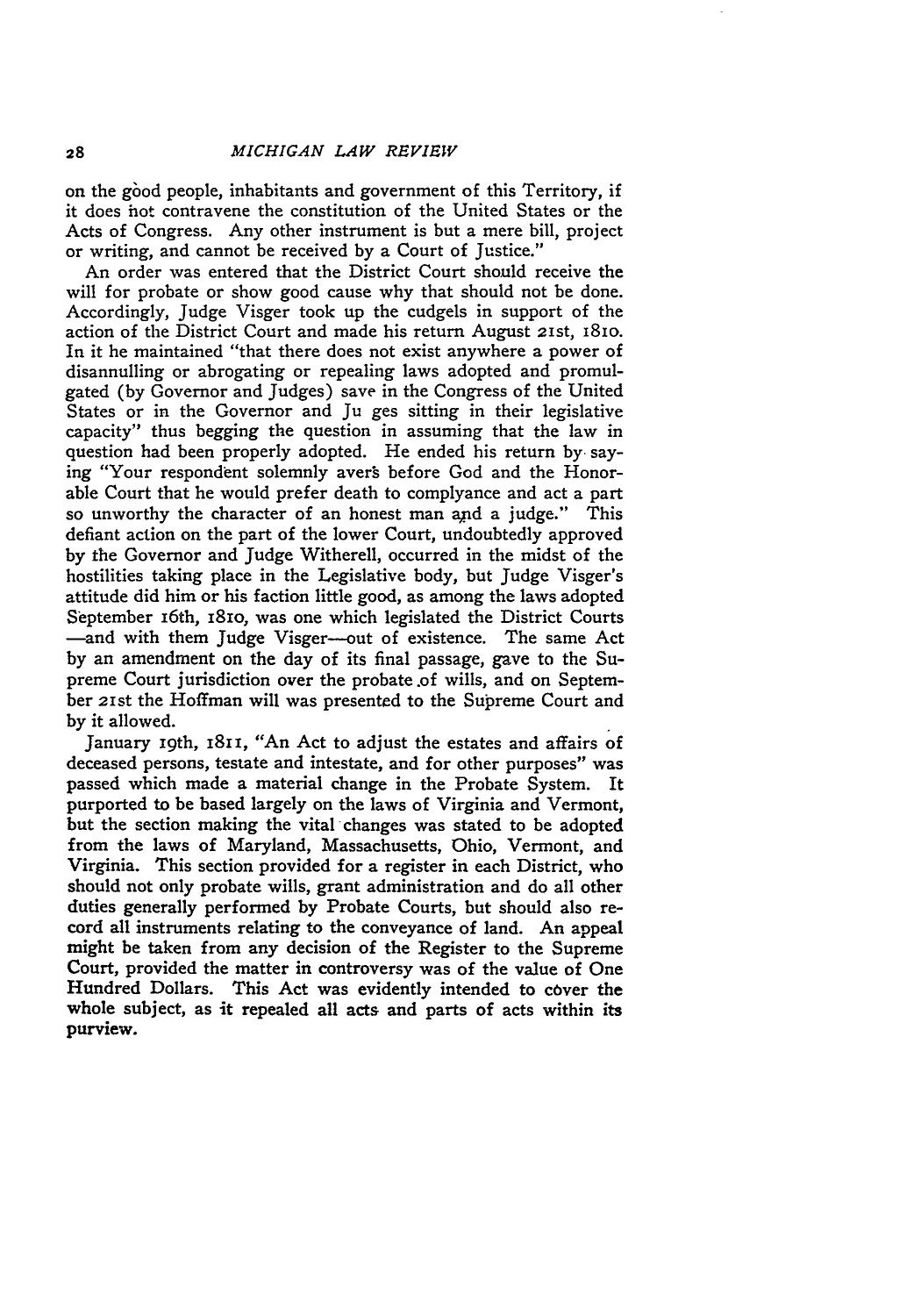on the good people, inhabitants and government of this Territory, if it does not contravene the constitution of the United States or the Acts of Congress. Any other instrument is but a mere bill, project or writing, and cannot be received by a Court of Justice."

An order was entered that the District Court should receive the will for probate or show good cause why that should not be done. Accordingly, Judge Visger took up the cudgels in support of the action of the District Court and made his return August 21st, 1810. In it he maintained "that there does not exist anywhere a power of disannulling or abrogating or repealing laws adopted and promulgated (by Governor and Judges) save in the Congress of the United States or in the Governor and Ju ges sitting in their legislative capacity" thus begging the question in assuming that the law in question had been properly adopted. He ended his return by saying "Your respondent solemnly avers before God and the Honorable Court that he would prefer death to complyance and act a part so unworthy the character of an honest man and a judge." This defiant action on the part of the lower Court, undoubtedly approved by the Governor and Judge Witherell, occurred in the midst of the hostilities taking place in the Legislative body, but Judge Visger's attitude did him or his faction little good, as among the laws adopted September 16th, 1810, was one which legislated the District Courts —and with them Judge Visger—out of existence. The same Act by an amendment on the day of its final passage, gave to the Supreme Court jurisdiction over the probate of wills, and on September 21st the Hoffman will was presented to the Supreme Court and by it allowed.

January 19th, 1811, "An Act to adjust the estates and affairs of deceased persons, testate and intestate, and for other purposes" was passed which made a material change in the Probate System. It purported to be based largely on the laws of Virginia and Vermont, but the section making the vital changes was stated to be adopted from the laws of Maryland, Massachusetts, Ohio, Vermont, and Virginia. This section provided for a register in each District, who should not only probate wills, grant administration and do all other duties generally performed by Probate Courts, but should also record all instruments relating to the conveyance of land. An appeal might be taken from any decision of the Register to the Supreme Court, provided the matter in controversy was of the value of One Hundred Dollars. This Act was evidently intended to cover the whole subject, as it repealed all acts and parts of acts within its purview.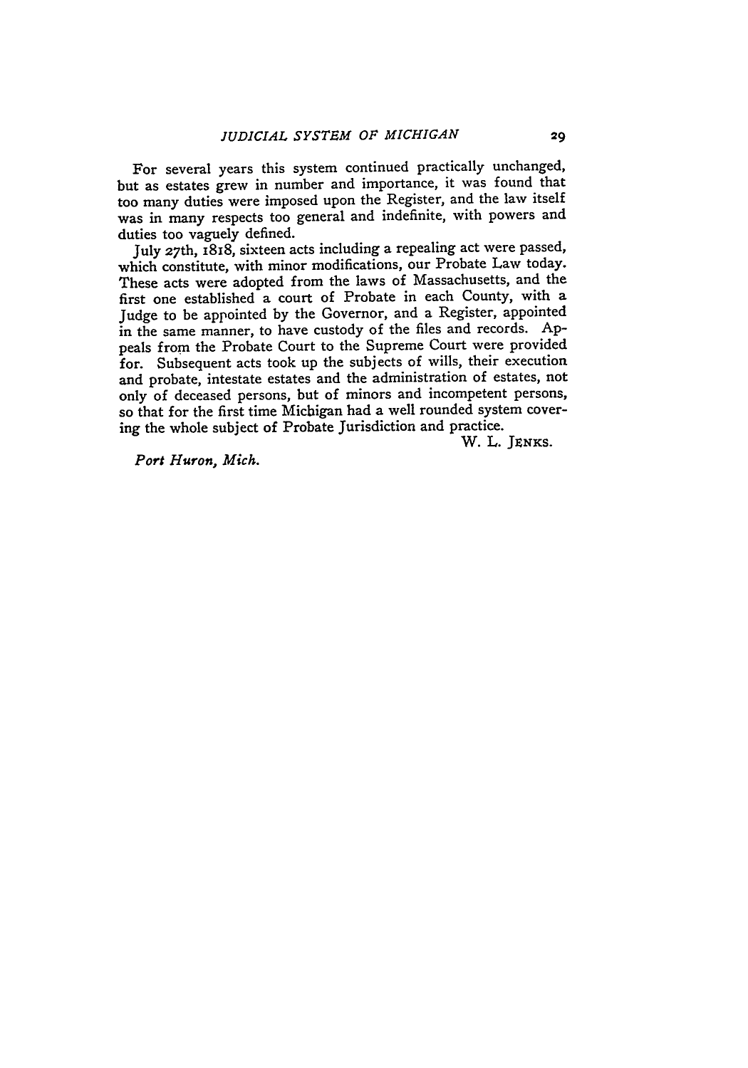For several years this system continued practically unchanged, but as estates grew in number and importance, it was found that too many duties were imposed upon the Register, and the law itself was in many respects too general and indefinite, with powers and duties too vaguely defined.

July 27th, 1818, sixteen acts including a repealing act were passed, which constitute, with minor modifications, our Probate Law today. These acts were adopted from the laws of Massachusetts, and the first one established a court of Probate in each County, with a Judge to be appointed by the Governor, and a Register, appointed in the same manner, to have custody of the files and records. Appeals from the Probate Court to the Supreme Court were provided for. Subsequent acts took up the subjects of wills, their execution and probate, intestate estates and the administration of estates, not only of deceased persons, but of minors and incompetent persons, so that for the first time Michigan had a well rounded system covering the whole subject of Probate Jurisdiction and practice.

W. L. JENKS.

*Port Huron, Mich.*